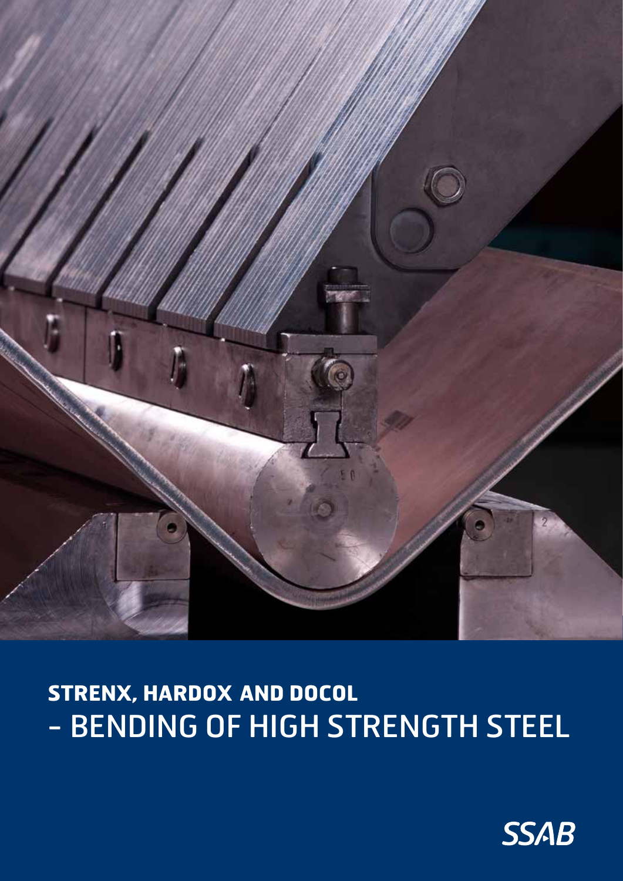# STRENX, HARDOX AND DOCOL
# – BENDING OF HIGH STRENGTH STEEL

SSAB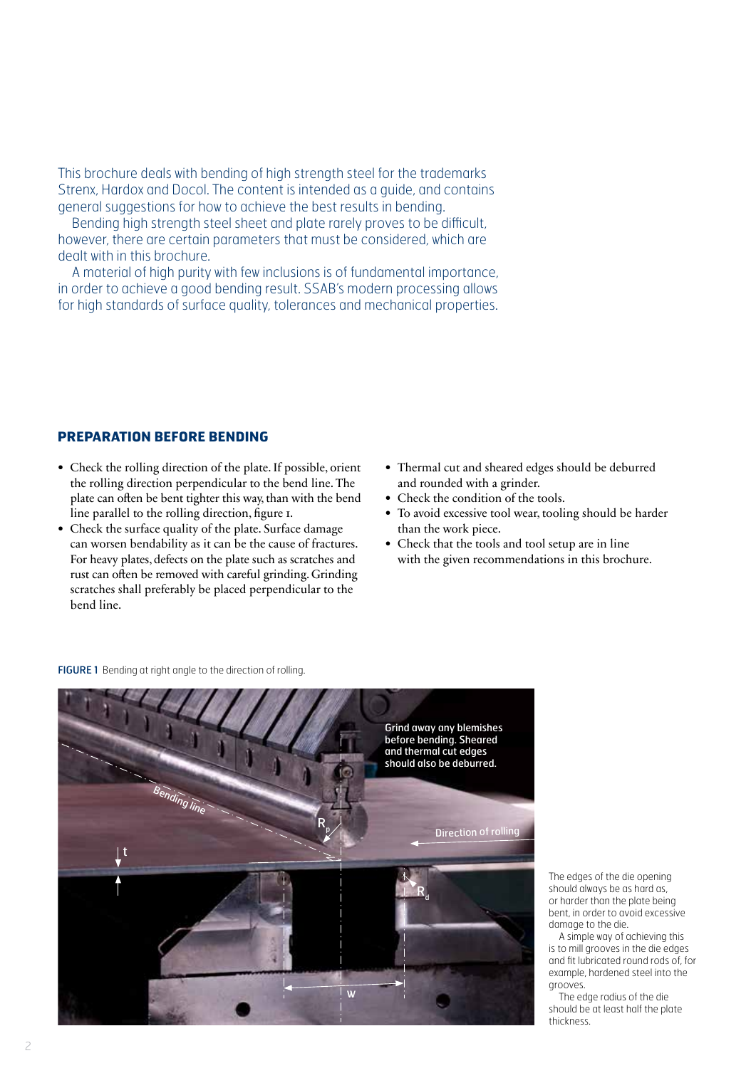This brochure deals with bending of high strength steel for the trademarks Strenx, Hardox and Docol. The content is intended as a guide, and contains general suggestions for how to achieve the best results in bending.

Bending high strength steel sheet and plate rarely proves to be difficult, however, there are certain parameters that must be considered, which are dealt with in this brochure.

A material of high purity with few inclusions is of fundamental importance, in order to achieve a good bending result. SSAB's modern processing allows for high standards of surface quality, tolerances and mechanical properties.

## PREPARATION BEFORE BENDING

- Check the rolling direction of the plate. If possible, orient the rolling direction perpendicular to the bend line. The plate can often be bent tighter this way, than with the bend line parallel to the rolling direction, figure 1.
- Check the surface quality of the plate. Surface damage can worsen bendability as it can be the cause of fractures. For heavy plates, defects on the plate such as scratches and rust can often be removed with careful grinding. Grinding scratches shall preferably be placed perpendicular to the bend line.
- Thermal cut and sheared edges should be deburred and rounded with a grinder.
- Check the condition of the tools.
- To avoid excessive tool wear, tooling should be harder than the work piece.
- Check that the tools and tool setup are in line with the given recommendations in this brochure.

**FIGURE 1** Bending at right angle to the direction of rolling.

The edges of the die opening should always be as hard as, or harder than the plate being bent, in order to avoid excessive damage to the die.

A simple way of achieving this is to mill grooves in the die edges and fit lubricated round rods of, for example, hardened steel into the grooves.

The edge radius of the die should be at least half the plate thickness.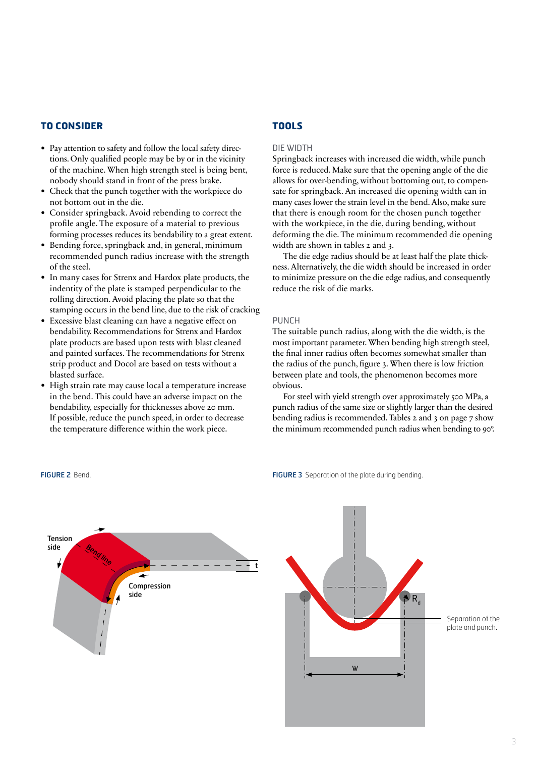## TO CONSIDER

- Pay attention to safety and follow the local safety directions. Only qualified people may be by or in the vicinity of the machine. When high strength steel is being bent, nobody should stand in front of the press brake.
- Check that the punch together with the workpiece do not bottom out in the die.
- Consider springback. Avoid rebending to correct the profile angle. The exposure of a material to previous forming processes reduces its bendability to a great extent.
- Bending force, springback and, in general, minimum recommended punch radius increase with the strength of the steel.
- In many cases for Strenx and Hardox plate products, the indentity of the plate is stamped perpendicular to the rolling direction. Avoid placing the plate so that the stamping occurs in the bend line, due to the risk of cracking
- Excessive blast cleaning can have a negative effect on bendability. Recommendations for Strenx and Hardox plate products are based upon tests with blast cleaned and painted surfaces. The recommendations for Strenx strip product and Docol are based on tests without a blasted surface.
- High strain rate may cause local a temperature increase in the bend. This could have an adverse impact on the bendability, especially for thicknesses above 20 mm. If possible, reduce the punch speed, in order to decrease the temperature difference within the work piece.

## TOOLS

### DIE WIDTH

Springback increases with increased die width, while punch force is reduced. Make sure that the opening angle of the die allows for over-bending, without bottoming out, to compensate for springback. An increased die opening width can in many cases lower the strain level in the bend. Also, make sure that there is enough room for the chosen punch together with the workpiece, in the die, during bending, without deforming the die. The minimum recommended die opening width are shown in tables 2 and 3.

The die edge radius should be at least half the plate thickness. Alternatively, the die width should be increased in order to minimize pressure on the die edge radius, and consequently reduce the risk of die marks.

### PUNCH

The suitable punch radius, along with the die width, is the most important parameter. When bending high strength steel, the final inner radius often becomes somewhat smaller than the radius of the punch, figure 3. When there is low friction between plate and tools, the phenomenon becomes more obvious.

For steel with yield strength over approximately 500 MPa, a punch radius of the same size or slightly larger than the desired bending radius is recommended. Tables 2 and 3 on page 7 show the minimum recommended punch radius when bending to 90°.

**FIGURE 2** Bend.

**FIGURE 3** Separation of the plate during bending.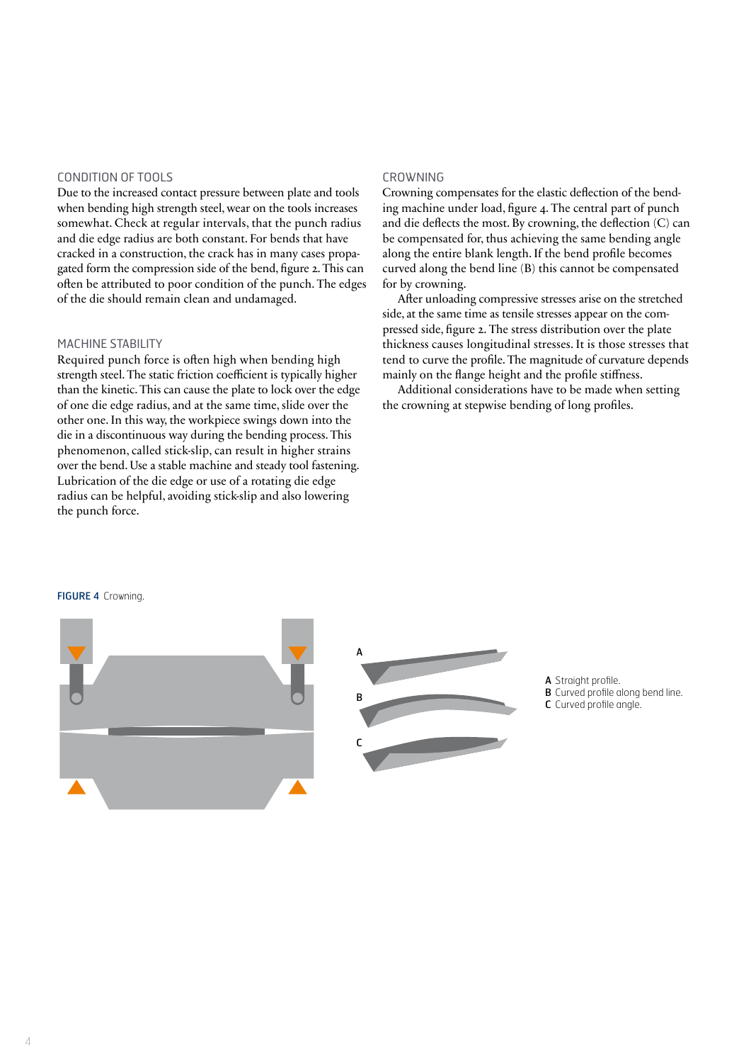## CONDITION OF TOOLS

Due to the increased contact pressure between plate and tools when bending high strength steel, wear on the tools increases somewhat. Check at regular intervals, that the punch radius and die edge radius are both constant. For bends that have cracked in a construction, the crack has in many cases propagated form the compression side of the bend, figure 2. This can often be attributed to poor condition of the punch. The edges of the die should remain clean and undamaged.

## MACHINE STABILITY

Required punch force is often high when bending high strength steel. The static friction coefficient is typically higher than the kinetic. This can cause the plate to lock over the edge of one die edge radius, and at the same time, slide over the other one. In this way, the workpiece swings down into the die in a discontinuous way during the bending process. This phenomenon, called stick-slip, can result in higher strains over the bend. Use a stable machine and steady tool fastening. Lubrication of the die edge or use of a rotating die edge radius can be helpful, avoiding stick-slip and also lowering the punch force.

## CROWNING

Crowning compensates for the elastic deflection of the bending machine under load, figure 4. The central part of punch and die deflects the most. By crowning, the deflection (C) can be compensated for, thus achieving the same bending angle along the entire blank length. If the bend profile becomes curved along the bend line (B) this cannot be compensated for by crowning.

After unloading compressive stresses arise on the stretched side, at the same time as tensile stresses appear on the compressed side, figure 2. The stress distribution over the plate thickness causes longitudinal stresses. It is those stresses that tend to curve the profile. The magnitude of curvature depends mainly on the flange height and the profile stiffness.

Additional considerations have to be made when setting the crowning at stepwise bending of long profiles.

**FIGURE 4** Crowning.

**A** Straight profile.
**B** Curved profile along bend line.
**C** Curved profile angle.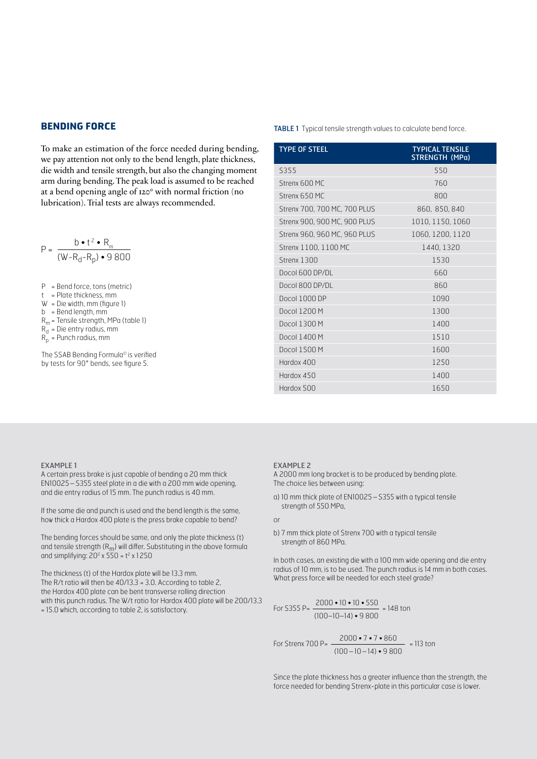## BENDING FORCE

To make an estimation of the force needed during bending, we pay attention not only to the bend length, plate thickness, die width and tensile strength, but also the changing moment arm during bending. The peak load is assumed to be reached at a bend opening angle of 120° with normal friction (no lubrication). Trial tests are always recommended.

$$P = \frac{b \cdot t^2 \cdot R_m}{(W - R_d - R_p) \cdot 9\,800}$$

P = Bend force, tons (metric)  
t = Plate thickness, mm  
W = Die width, mm (figure 1)  
b = Bend length, mm  
$R_m$ = Tensile strength, MPa (table 1)  
$R_d$ = Die entry radius, mm  
$R_p$ = Punch radius, mm

The SSAB Bending Formula© is verified by tests for 90° bends, see figure 5.

**TABLE 1** Typical tensile strength values to calculate bend force.

| TYPE OF STEEL | TYPICAL TENSILE STRENGTH (MPa) |
|---|---|
| S355 | 550 |
| Strenx 600 MC | 760 |
| Strenx 650 MC | 800 |
| Strenx 700, 700 MC, 700 PLUS | 860, 850, 840 |
| Strenx 900, 900 MC, 900 PLUS | 1010, 1150, 1060 |
| Strenx 960, 960 MC, 960 PLUS | 1060, 1200, 1120 |
| Strenx 1100, 1100 MC | 1440, 1320 |
| Strenx 1300 | 1530 |
| Docol 600 DP/DL | 660 |
| Docol 800 DP/DL | 860 |
| Docol 1000 DP | 1090 |
| Docol 1200 M | 1300 |
| Docol 1300 M | 1400 |
| Docol 1400 M | 1510 |
| Docol 1500 M | 1600 |
| Hardox 400 | 1250 |
| Hardox 450 | 1400 |
| Hardox 500 | 1650 |

### EXAMPLE 1

A certain press brake is just capable of bending a 20 mm thick EN10025 – S355 steel plate in a die with a 200 mm wide opening, and die entry radius of 15 mm. The punch radius is 40 mm.

If the same die and punch is used and the bend length is the same, how thick a Hardox 400 plate is the press brake capable to bend?

The bending forces should be same, and only the plate thickness (t) and tensile strength ($R_m$) will differ. Substituting in the above formula and simplifying: $20^2 \times 550 = t^2 \times 1250$

The thickness (t) of the Hardox plate will be 13.3 mm. The R/t ratio will then be 40/13.3 = 3.0. According to table 2, the Hardox 400 plate can be bent transverse rolling direction with this punch radius. The W/t ratio for Hardox 400 plate will be 200/13.3 = 15.0 which, according to table 2, is satisfactory.

### EXAMPLE 2

A 2000 mm long bracket is to be produced by bending plate. The choice lies between using:

a) 10 mm thick plate of EN10025 – S355 with a typical tensile strength of 550 MPa,

or

b) 7 mm thick plate of Strenx 700 with a typical tensile strength of 860 MPa.

In both cases, an existing die with a 100 mm wide opening and die entry radius of 10 mm, is to be used. The punch radius is 14 mm in both cases. What press force will be needed for each steel grade?

$$\text{For S355 } P = \frac{2000 \cdot 10 \cdot 10 \cdot 550}{(100 - 10 - 14) \cdot 9\,800} = 148 \text{ ton}$$

$$\text{For Strenx 700 } P = \frac{2000 \cdot 7 \cdot 7 \cdot 860}{(100 - 10 - 14) \cdot 9\,800} = 113 \text{ ton}$$

Since the plate thickness has a greater influence than the strength, the force needed for bending Strenx-plate in this particular case is lower.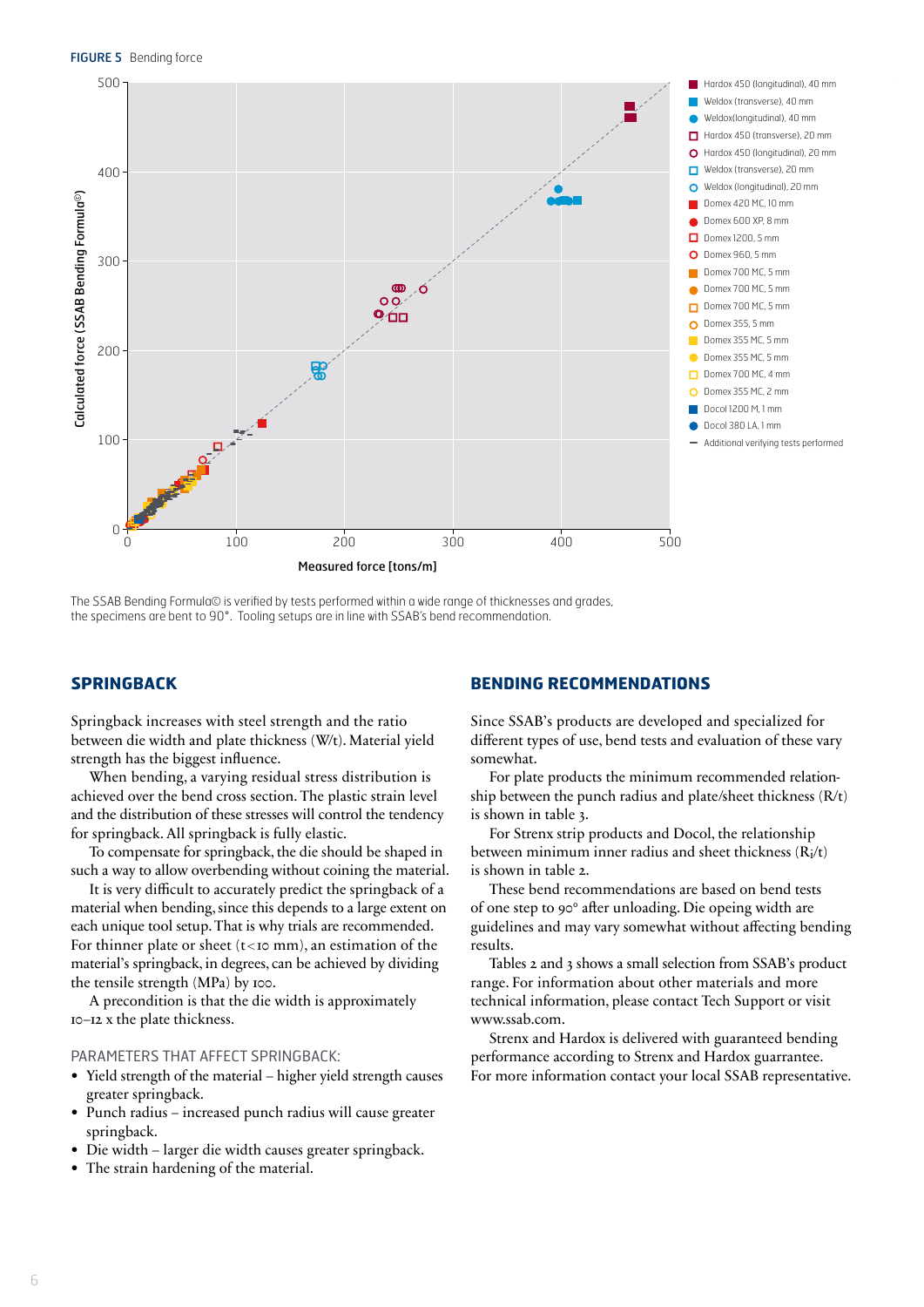**FIGURE 5** Bending force

The SSAB Bending Formula© is verified by tests performed within a wide range of thicknesses and grades, the specimens are bent to 90°. Tooling setups are in line with SSAB's bend recommendation.

## SPRINGBACK

Springback increases with steel strength and the ratio between die width and plate thickness (W/t). Material yield strength has the biggest influence.

When bending, a varying residual stress distribution is achieved over the bend cross section. The plastic strain level and the distribution of these stresses will control the tendency for springback. All springback is fully elastic.

To compensate for springback, the die should be shaped in such a way to allow overbending without coining the material.

It is very difficult to accurately predict the springback of a material when bending, since this depends to a large extent on each unique tool setup. That is why trials are recommended. For thinner plate or sheet ($t < 10$ mm), an estimation of the material's springback, in degrees, can be achieved by dividing the tensile strength (MPa) by 100.

A precondition is that the die width is approximately 10–12 x the plate thickness.

PARAMETERS THAT AFFECT SPRINGBACK:

- Yield strength of the material – higher yield strength causes greater springback.
- Punch radius – increased punch radius will cause greater springback.
- Die width – larger die width causes greater springback.
- The strain hardening of the material.

## BENDING RECOMMENDATIONS

Since SSAB's products are developed and specialized for different types of use, bend tests and evaluation of these vary somewhat.

For plate products the minimum recommended relationship between the punch radius and plate/sheet thickness (R/t) is shown in table 3.

For Strenx strip products and Docol, the relationship between minimum inner radius and sheet thickness ($R_i/t$) is shown in table 2.

These bend recommendations are based on bend tests of one step to 90° after unloading. Die opeing width are guidelines and may vary somewhat without affecting bending results.

Tables 2 and 3 shows a small selection from SSAB's product range. For information about other materials and more technical information, please contact Tech Support or visit www.ssab.com.

Strenx and Hardox is delivered with guaranteed bending performance according to Strenx and Hardox guarrantee. For more information contact your local SSAB representative.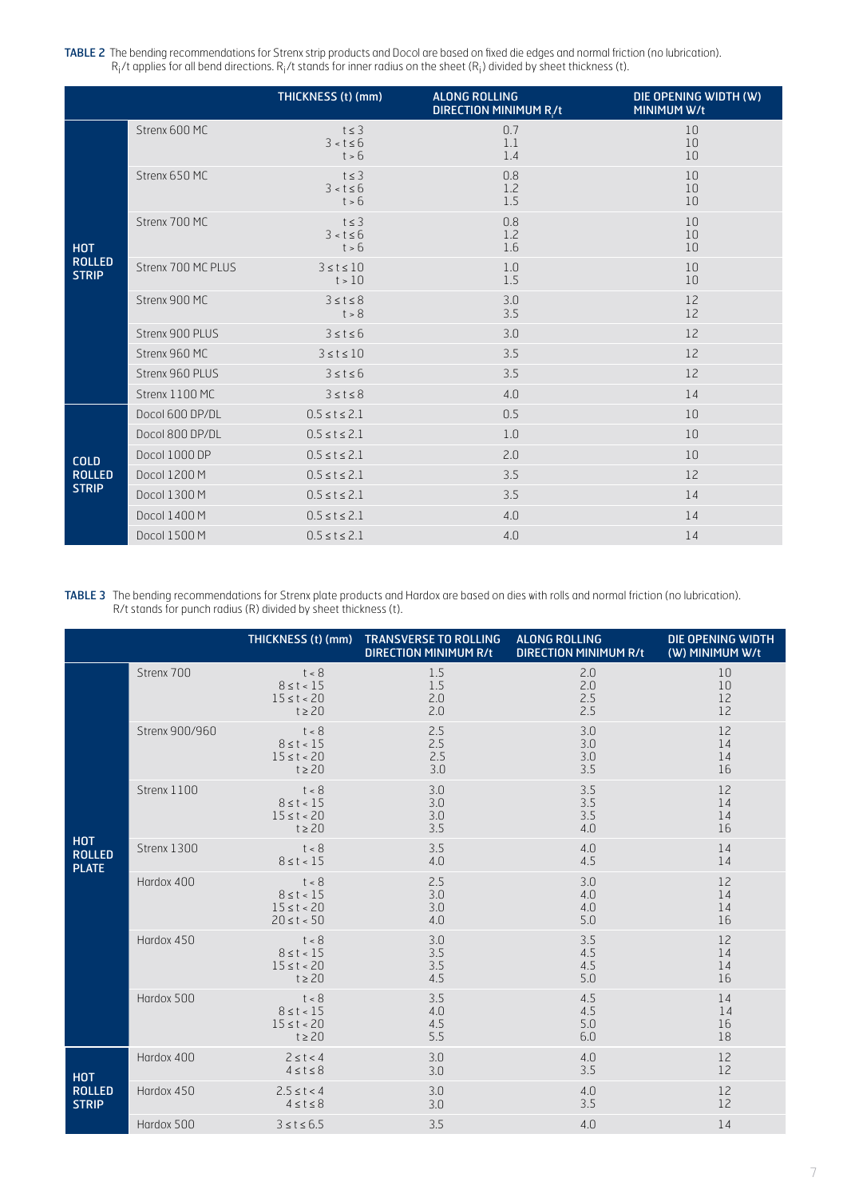**TABLE 2** The bending recommendations for Strenx strip products and Docol are based on fixed die edges and normal friction (no lubrication). $R_i/t$ applies for all bend directions. $R_i/t$ stands for inner radius on the sheet ($R_i$) divided by sheet thickness (t).

| | | THICKNESS (t) (mm) | ALONG ROLLING DIRECTION MINIMUM $R_i/t$ | DIE OPENING WIDTH (W) MINIMUM W/t |
|---|---|---|---|---|
| HOT ROLLED STRIP | Strenx 600 MC | t ≤ 3<br>3 < t ≤ 6<br>t > 6 | 0.7<br>1.1<br>1.4 | 10<br>10<br>10 |
| | Strenx 650 MC | t ≤ 3<br>3 < t ≤ 6<br>t > 6 | 0.8<br>1.2<br>1.5 | 10<br>10<br>10 |
| | Strenx 700 MC | t ≤ 3<br>3 < t ≤ 6<br>t > 6 | 0.8<br>1.2<br>1.6 | 10<br>10<br>10 |
| | Strenx 700 MC PLUS | 3 ≤ t ≤ 10<br>t > 10 | 1.0<br>1.5 | 10<br>10 |
| | Strenx 900 MC | 3 ≤ t ≤ 8<br>t > 8 | 3.0<br>3.5 | 12<br>12 |
| | Strenx 900 PLUS | 3 ≤ t ≤ 6 | 3.0 | 12 |
| | Strenx 960 MC | 3 ≤ t ≤ 10 | 3.5 | 12 |
| | Strenx 960 PLUS | 3 ≤ t ≤ 6 | 3.5 | 12 |
| | Strenx 1100 MC | 3 ≤ t ≤ 8 | 4.0 | 14 |
| COLD ROLLED STRIP | Docol 600 DP/DL | 0.5 ≤ t ≤ 2.1 | 0.5 | 10 |
| | Docol 800 DP/DL | 0.5 ≤ t ≤ 2.1 | 1.0 | 10 |
| | Docol 1000 DP | 0.5 ≤ t ≤ 2.1 | 2.0 | 10 |
| | Docol 1200 M | 0.5 ≤ t ≤ 2.1 | 3.5 | 12 |
| | Docol 1300 M | 0.5 ≤ t ≤ 2.1 | 3.5 | 14 |
| | Docol 1400 M | 0.5 ≤ t ≤ 2.1 | 4.0 | 14 |
| | Docol 1500 M | 0.5 ≤ t ≤ 2.1 | 4.0 | 14 |

**TABLE 3** The bending recommendations for Strenx plate products and Hardox are based on dies with rolls and normal friction (no lubrication). R/t stands for punch radius (R) divided by sheet thickness (t).

| | | THICKNESS (t) (mm) | TRANSVERSE TO ROLLING DIRECTION MINIMUM R/t | ALONG ROLLING DIRECTION MINIMUM R/t | DIE OPENING WIDTH (W) MINIMUM W/t |
|---|---|---|---|---|---|
| HOT ROLLED PLATE | Strenx 700 | t < 8<br>8 ≤ t < 15<br>15 ≤ t < 20<br>t ≥ 20 | 1.5<br>1.5<br>2.0<br>2.0 | 2.0<br>2.0<br>2.5<br>2.5 | 10<br>10<br>12<br>12 |
| | Strenx 900/960 | t < 8<br>8 ≤ t < 15<br>15 ≤ t < 20<br>t ≥ 20 | 2.5<br>2.5<br>2.5<br>3.0 | 3.0<br>3.0<br>3.0<br>3.5 | 12<br>14<br>14<br>16 |
| | Strenx 1100 | t < 8<br>8 ≤ t < 15<br>15 ≤ t < 20<br>t ≥ 20 | 3.0<br>3.0<br>3.0<br>3.5 | 3.5<br>3.5<br>3.5<br>4.0 | 12<br>14<br>14<br>16 |
| | Strenx 1300 | t < 8<br>8 ≤ t < 15 | 3.5<br>4.0 | 4.0<br>4.5 | 14<br>14 |
| | Hardox 400 | t < 8<br>8 ≤ t < 15<br>15 ≤ t < 20<br>20 ≤ t < 50 | 2.5<br>3.0<br>3.0<br>4.0 | 3.0<br>4.0<br>4.0<br>5.0 | 12<br>14<br>14<br>16 |
| | Hardox 450 | t < 8<br>8 ≤ t < 15<br>15 ≤ t < 20<br>t ≥ 20 | 3.0<br>3.5<br>3.5<br>4.5 | 3.5<br>4.5<br>4.5<br>5.0 | 12<br>14<br>14<br>16 |
| | Hardox 500 | t < 8<br>8 ≤ t < 15<br>15 ≤ t < 20<br>t ≥ 20 | 3.5<br>4.0<br>4.5<br>5.5 | 4.5<br>4.5<br>5.0<br>6.0 | 14<br>14<br>16<br>18 |
| HOT ROLLED STRIP | Hardox 400 | 2 ≤ t < 4<br>4 ≤ t ≤ 8 | 3.0<br>3.0 | 4.0<br>3.5 | 12<br>12 |
| | Hardox 450 | 2.5 ≤ t < 4<br>4 ≤ t ≤ 8 | 3.0<br>3.0 | 4.0<br>3.5 | 12<br>12 |
| | Hardox 500 | 3 ≤ t ≤ 6.5 | 3.5 | 4.0 | 14 |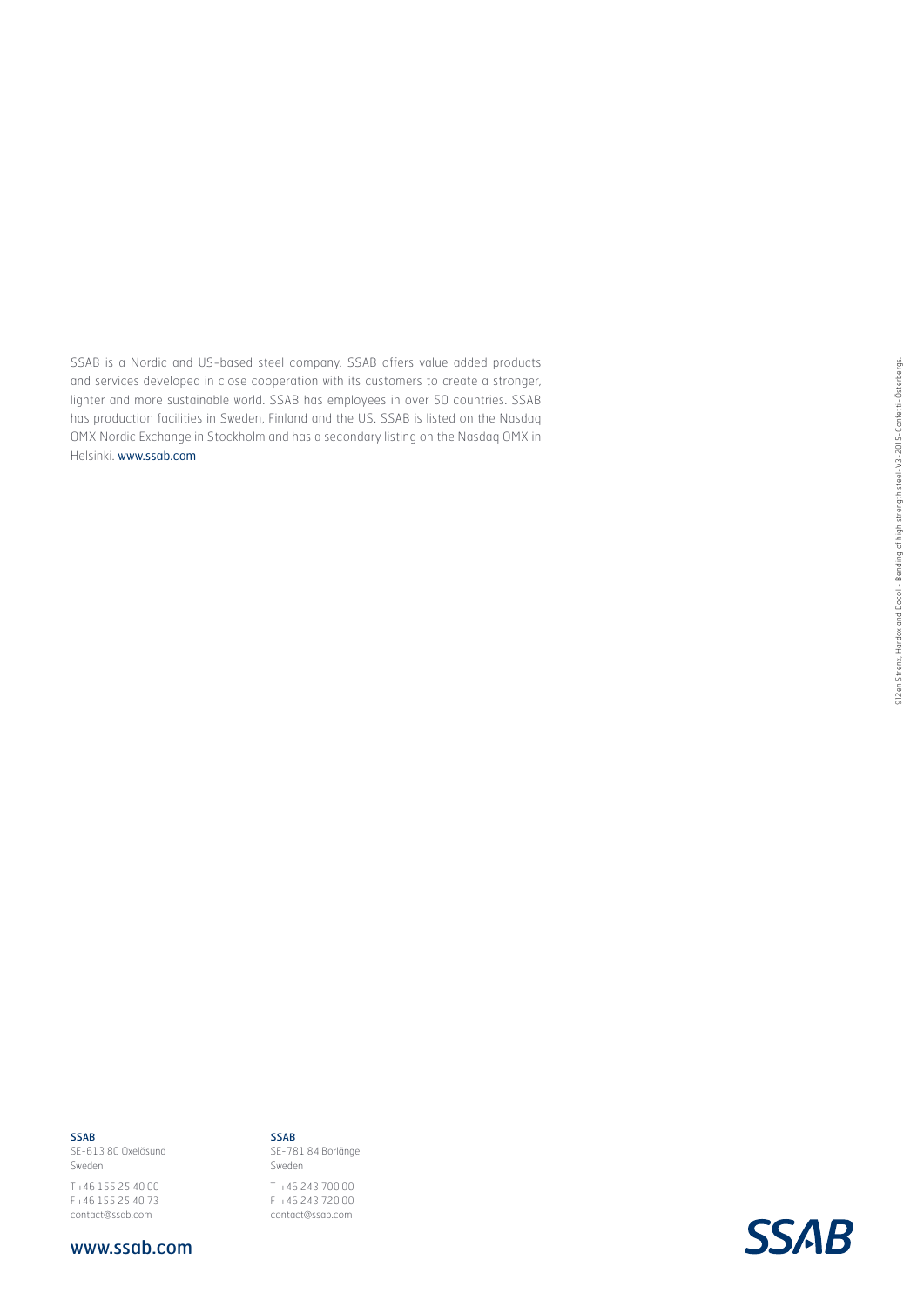SSAB is a Nordic and US-based steel company. SSAB offers value added products and services developed in close cooperation with its customers to create a stronger, lighter and more sustainable world. SSAB has employees in over 50 countries. SSAB has production facilities in Sweden, Finland and the US. SSAB is listed on the Nasdaq OMX Nordic Exchange in Stockholm and has a secondary listing on the Nasdaq OMX in Helsinki. www.ssab.com

912en Strenx, Hardox and Docol - Bending of high strength steel-V3-2015-Confetti-Österbergs.

**SSAB**
SE-613 80 Oxelösund
Sweden

T +46 155 25 40 00
F +46 155 25 40 73
contact@ssab.com

**SSAB**
SE-781 84 Borlänge
Sweden

T +46 243 700 00
F +46 243 720 00
contact@ssab.com

www.ssab.com

SSAB